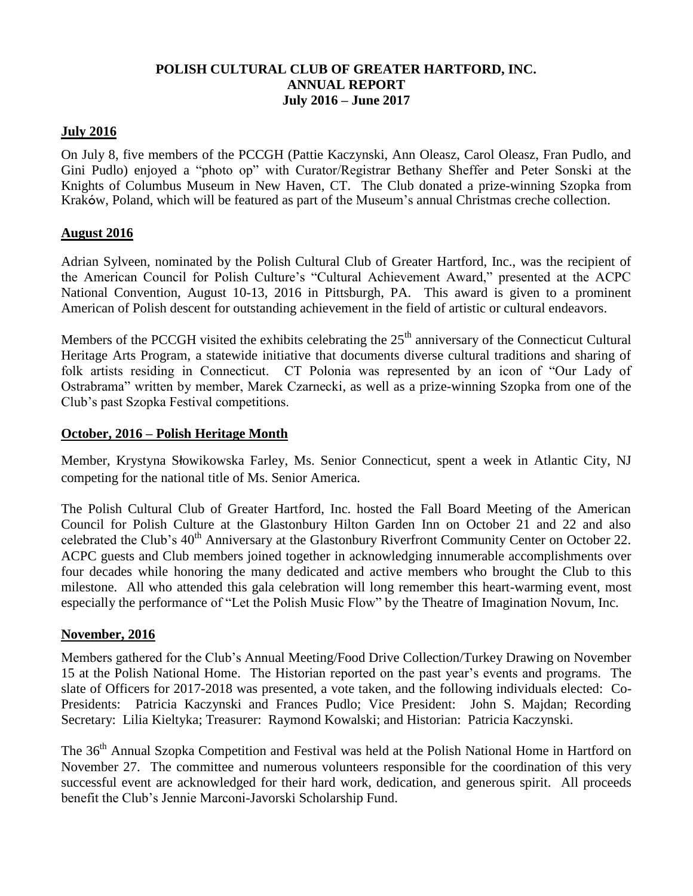**POLISH CULTURAL CLUB OF GREATER HARTFORD, INC.**
**ANNUAL REPORT**
**July 2016 – June 2017**

## July 2016

On July 8, five members of the PCCGH (Pattie Kaczynski, Ann Oleasz, Carol Oleasz, Fran Pudlo, and Gini Pudlo) enjoyed a "photo op" with Curator/Registrar Bethany Sheffer and Peter Sonski at the Knights of Columbus Museum in New Haven, CT. The Club donated a prize-winning Szopka from Kraków, Poland, which will be featured as part of the Museum's annual Christmas creche collection.

## August 2016

Adrian Sylveen, nominated by the Polish Cultural Club of Greater Hartford, Inc., was the recipient of the American Council for Polish Culture's "Cultural Achievement Award," presented at the ACPC National Convention, August 10-13, 2016 in Pittsburgh, PA. This award is given to a prominent American of Polish descent for outstanding achievement in the field of artistic or cultural endeavors.

Members of the PCCGH visited the exhibits celebrating the 25th anniversary of the Connecticut Cultural Heritage Arts Program, a statewide initiative that documents diverse cultural traditions and sharing of folk artists residing in Connecticut. CT Polonia was represented by an icon of "Our Lady of Ostrabrama" written by member, Marek Czarnecki, as well as a prize-winning Szopka from one of the Club's past Szopka Festival competitions.

## October, 2016 – Polish Heritage Month

Member, Krystyna Słowikowska Farley, Ms. Senior Connecticut, spent a week in Atlantic City, NJ competing for the national title of Ms. Senior America.

The Polish Cultural Club of Greater Hartford, Inc. hosted the Fall Board Meeting of the American Council for Polish Culture at the Glastonbury Hilton Garden Inn on October 21 and 22 and also celebrated the Club's 40th Anniversary at the Glastonbury Riverfront Community Center on October 22. ACPC guests and Club members joined together in acknowledging innumerable accomplishments over four decades while honoring the many dedicated and active members who brought the Club to this milestone. All who attended this gala celebration will long remember this heart-warming event, most especially the performance of "Let the Polish Music Flow" by the Theatre of Imagination Novum, Inc.

## November, 2016

Members gathered for the Club's Annual Meeting/Food Drive Collection/Turkey Drawing on November 15 at the Polish National Home. The Historian reported on the past year's events and programs. The slate of Officers for 2017-2018 was presented, a vote taken, and the following individuals elected: Co-Presidents: Patricia Kaczynski and Frances Pudlo; Vice President: John S. Majdan; Recording Secretary: Lilia Kieltyka; Treasurer: Raymond Kowalski; and Historian: Patricia Kaczynski.

The 36th Annual Szopka Competition and Festival was held at the Polish National Home in Hartford on November 27. The committee and numerous volunteers responsible for the coordination of this very successful event are acknowledged for their hard work, dedication, and generous spirit. All proceeds benefit the Club's Jennie Marconi-Javorski Scholarship Fund.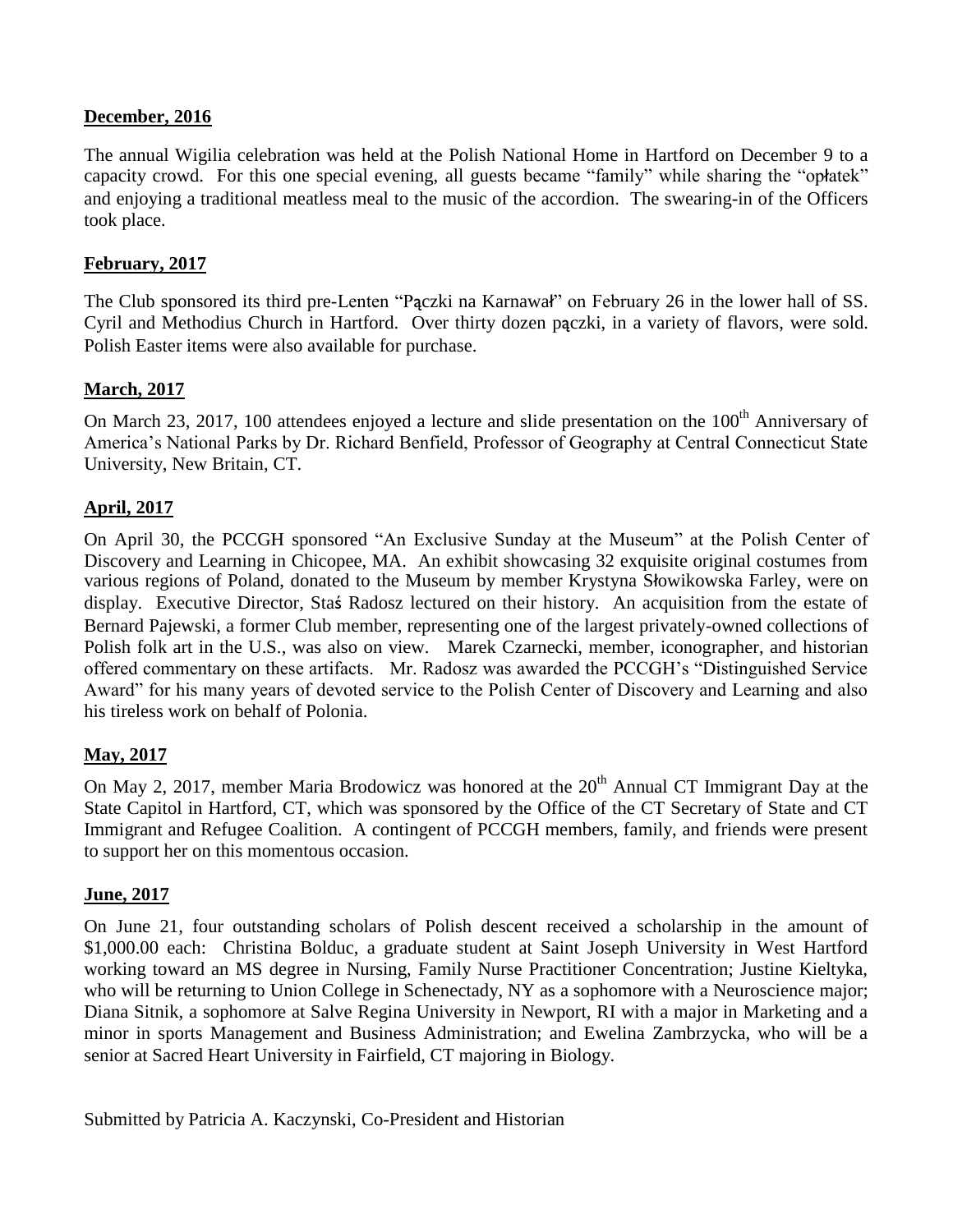**December, 2016**

The annual Wigilia celebration was held at the Polish National Home in Hartford on December 9 to a capacity crowd. For this one special evening, all guests became "family" while sharing the "opłatek" and enjoying a traditional meatless meal to the music of the accordion. The swearing-in of the Officers took place.

**February, 2017**

The Club sponsored its third pre-Lenten "Pączki na Karnawał" on February 26 in the lower hall of SS. Cyril and Methodius Church in Hartford. Over thirty dozen pączki, in a variety of flavors, were sold. Polish Easter items were also available for purchase.

**March, 2017**

On March 23, 2017, 100 attendees enjoyed a lecture and slide presentation on the 100th Anniversary of America's National Parks by Dr. Richard Benfield, Professor of Geography at Central Connecticut State University, New Britain, CT.

**April, 2017**

On April 30, the PCCGH sponsored "An Exclusive Sunday at the Museum" at the Polish Center of Discovery and Learning in Chicopee, MA. An exhibit showcasing 32 exquisite original costumes from various regions of Poland, donated to the Museum by member Krystyna Słowikowska Farley, were on display. Executive Director, Staś Radosz lectured on their history. An acquisition from the estate of Bernard Pajewski, a former Club member, representing one of the largest privately-owned collections of Polish folk art in the U.S., was also on view. Marek Czarnecki, member, iconographer, and historian offered commentary on these artifacts. Mr. Radosz was awarded the PCCGH's "Distinguished Service Award" for his many years of devoted service to the Polish Center of Discovery and Learning and also his tireless work on behalf of Polonia.

**May, 2017**

On May 2, 2017, member Maria Brodowicz was honored at the 20th Annual CT Immigrant Day at the State Capitol in Hartford, CT, which was sponsored by the Office of the CT Secretary of State and CT Immigrant and Refugee Coalition. A contingent of PCCGH members, family, and friends were present to support her on this momentous occasion.

**June, 2017**

On June 21, four outstanding scholars of Polish descent received a scholarship in the amount of $1,000.00 each: Christina Bolduc, a graduate student at Saint Joseph University in West Hartford working toward an MS degree in Nursing, Family Nurse Practitioner Concentration; Justine Kieltyka, who will be returning to Union College in Schenectady, NY as a sophomore with a Neuroscience major; Diana Sitnik, a sophomore at Salve Regina University in Newport, RI with a major in Marketing and a minor in sports Management and Business Administration; and Ewelina Zambrzycka, who will be a senior at Sacred Heart University in Fairfield, CT majoring in Biology.

Submitted by Patricia A. Kaczynski, Co-President and Historian